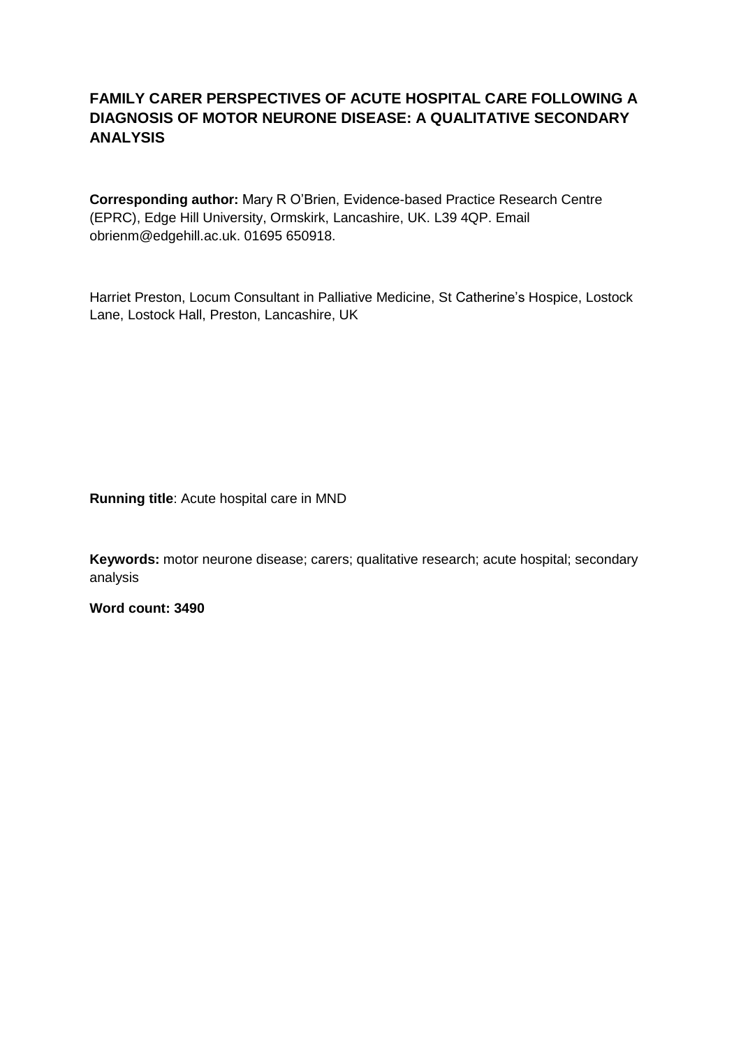# FAMILY CARER PERSPECTIVES OF ACUTE HOSPITAL CARE FOLLOWING A DIAGNOSIS OF MOTOR NEURONE DISEASE: A QUALITATIVE SECONDARY ANALYSIS

**Corresponding author:** Mary R O'Brien, Evidence-based Practice Research Centre (EPRC), Edge Hill University, Ormskirk, Lancashire, UK. L39 4QP. Email obrienm@edgehill.ac.uk. 01695 650918.

Harriet Preston, Locum Consultant in Palliative Medicine, St Catherine's Hospice, Lostock Lane, Lostock Hall, Preston, Lancashire, UK

**Running title**: Acute hospital care in MND

**Keywords:** motor neurone disease; carers; qualitative research; acute hospital; secondary analysis

**Word count: 3490**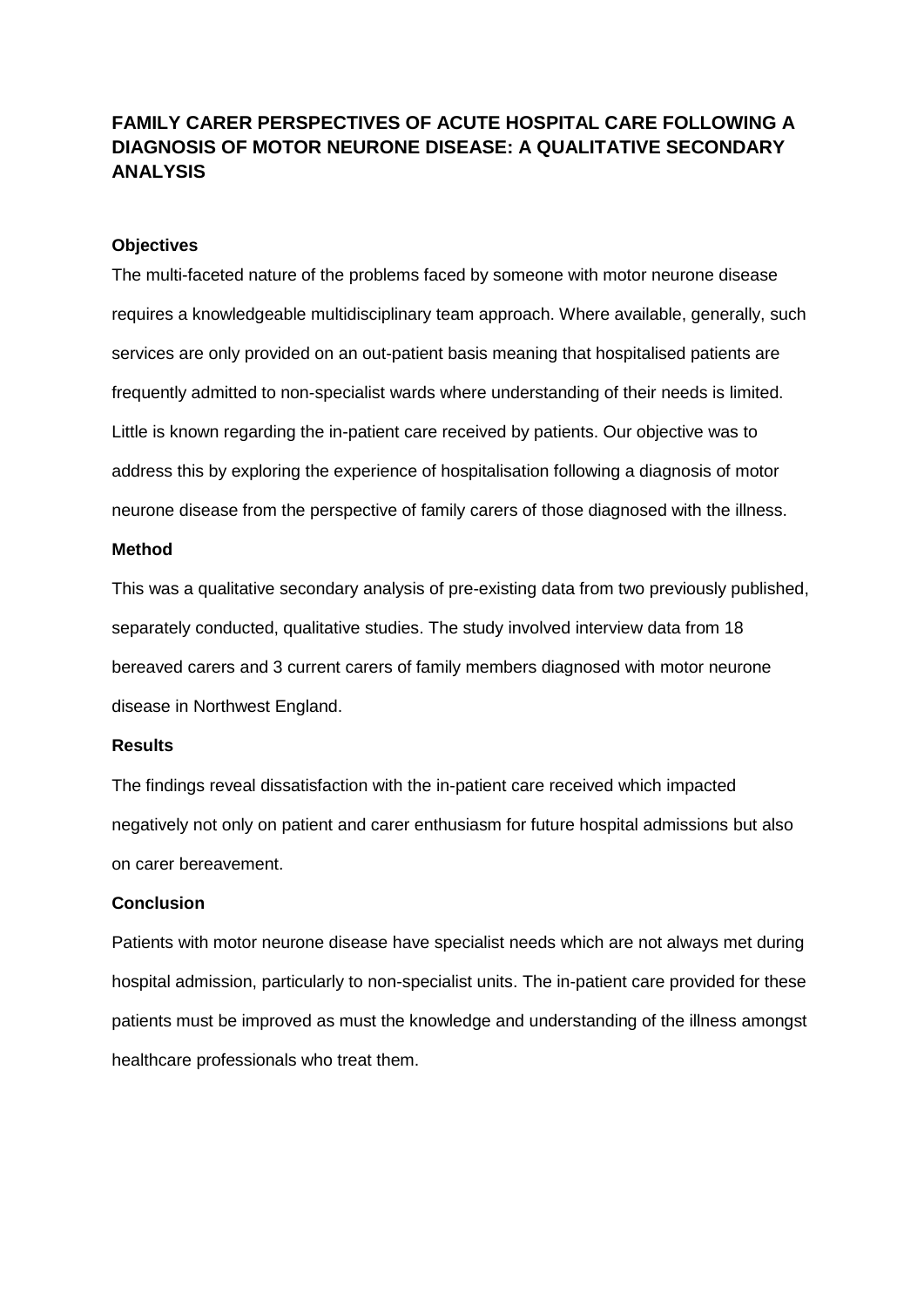# FAMILY CARER PERSPECTIVES OF ACUTE HOSPITAL CARE FOLLOWING A DIAGNOSIS OF MOTOR NEURONE DISEASE: A QUALITATIVE SECONDARY ANALYSIS

**Objectives**

The multi-faceted nature of the problems faced by someone with motor neurone disease requires a knowledgeable multidisciplinary team approach. Where available, generally, such services are only provided on an out-patient basis meaning that hospitalised patients are frequently admitted to non-specialist wards where understanding of their needs is limited. Little is known regarding the in-patient care received by patients. Our objective was to address this by exploring the experience of hospitalisation following a diagnosis of motor neurone disease from the perspective of family carers of those diagnosed with the illness.

**Method**

This was a qualitative secondary analysis of pre-existing data from two previously published, separately conducted, qualitative studies. The study involved interview data from 18 bereaved carers and 3 current carers of family members diagnosed with motor neurone disease in Northwest England.

**Results**

The findings reveal dissatisfaction with the in-patient care received which impacted negatively not only on patient and carer enthusiasm for future hospital admissions but also on carer bereavement.

**Conclusion**

Patients with motor neurone disease have specialist needs which are not always met during hospital admission, particularly to non-specialist units. The in-patient care provided for these patients must be improved as must the knowledge and understanding of the illness amongst healthcare professionals who treat them.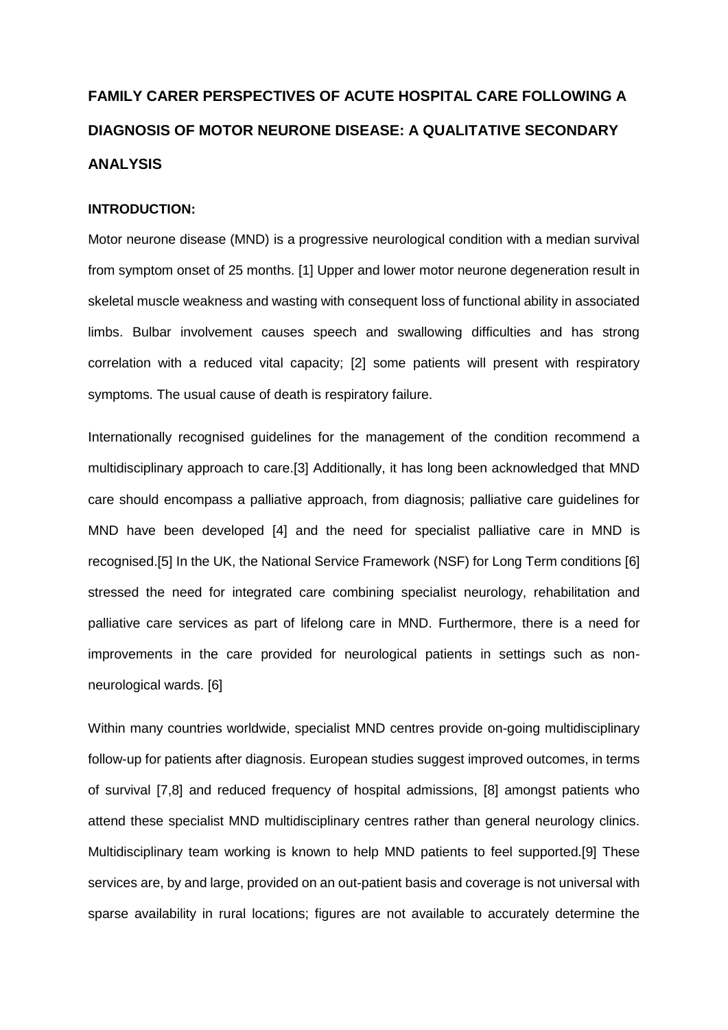# FAMILY CARER PERSPECTIVES OF ACUTE HOSPITAL CARE FOLLOWING A DIAGNOSIS OF MOTOR NEURONE DISEASE: A QUALITATIVE SECONDARY ANALYSIS

## INTRODUCTION:

Motor neurone disease (MND) is a progressive neurological condition with a median survival from symptom onset of 25 months. [1] Upper and lower motor neurone degeneration result in skeletal muscle weakness and wasting with consequent loss of functional ability in associated limbs. Bulbar involvement causes speech and swallowing difficulties and has strong correlation with a reduced vital capacity; [2] some patients will present with respiratory symptoms. The usual cause of death is respiratory failure.

Internationally recognised guidelines for the management of the condition recommend a multidisciplinary approach to care.[3] Additionally, it has long been acknowledged that MND care should encompass a palliative approach, from diagnosis; palliative care guidelines for MND have been developed [4] and the need for specialist palliative care in MND is recognised.[5] In the UK, the National Service Framework (NSF) for Long Term conditions [6] stressed the need for integrated care combining specialist neurology, rehabilitation and palliative care services as part of lifelong care in MND. Furthermore, there is a need for improvements in the care provided for neurological patients in settings such as non-neurological wards. [6]

Within many countries worldwide, specialist MND centres provide on-going multidisciplinary follow-up for patients after diagnosis. European studies suggest improved outcomes, in terms of survival [7,8] and reduced frequency of hospital admissions, [8] amongst patients who attend these specialist MND multidisciplinary centres rather than general neurology clinics. Multidisciplinary team working is known to help MND patients to feel supported.[9] These services are, by and large, provided on an out-patient basis and coverage is not universal with sparse availability in rural locations; figures are not available to accurately determine the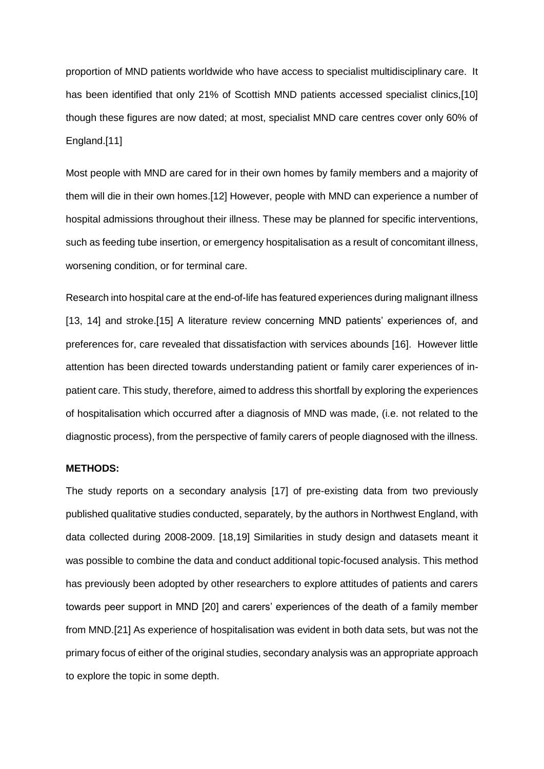proportion of MND patients worldwide who have access to specialist multidisciplinary care. It has been identified that only 21% of Scottish MND patients accessed specialist clinics,[10] though these figures are now dated; at most, specialist MND care centres cover only 60% of England.[11]

Most people with MND are cared for in their own homes by family members and a majority of them will die in their own homes.[12] However, people with MND can experience a number of hospital admissions throughout their illness. These may be planned for specific interventions, such as feeding tube insertion, or emergency hospitalisation as a result of concomitant illness, worsening condition, or for terminal care.

Research into hospital care at the end-of-life has featured experiences during malignant illness [13, 14] and stroke.[15] A literature review concerning MND patients' experiences of, and preferences for, care revealed that dissatisfaction with services abounds [16]. However little attention has been directed towards understanding patient or family carer experiences of in-patient care. This study, therefore, aimed to address this shortfall by exploring the experiences of hospitalisation which occurred after a diagnosis of MND was made, (i.e. not related to the diagnostic process), from the perspective of family carers of people diagnosed with the illness.

**METHODS:**

The study reports on a secondary analysis [17] of pre-existing data from two previously published qualitative studies conducted, separately, by the authors in Northwest England, with data collected during 2008-2009. [18,19] Similarities in study design and datasets meant it was possible to combine the data and conduct additional topic-focused analysis. This method has previously been adopted by other researchers to explore attitudes of patients and carers towards peer support in MND [20] and carers' experiences of the death of a family member from MND.[21] As experience of hospitalisation was evident in both data sets, but was not the primary focus of either of the original studies, secondary analysis was an appropriate approach to explore the topic in some depth.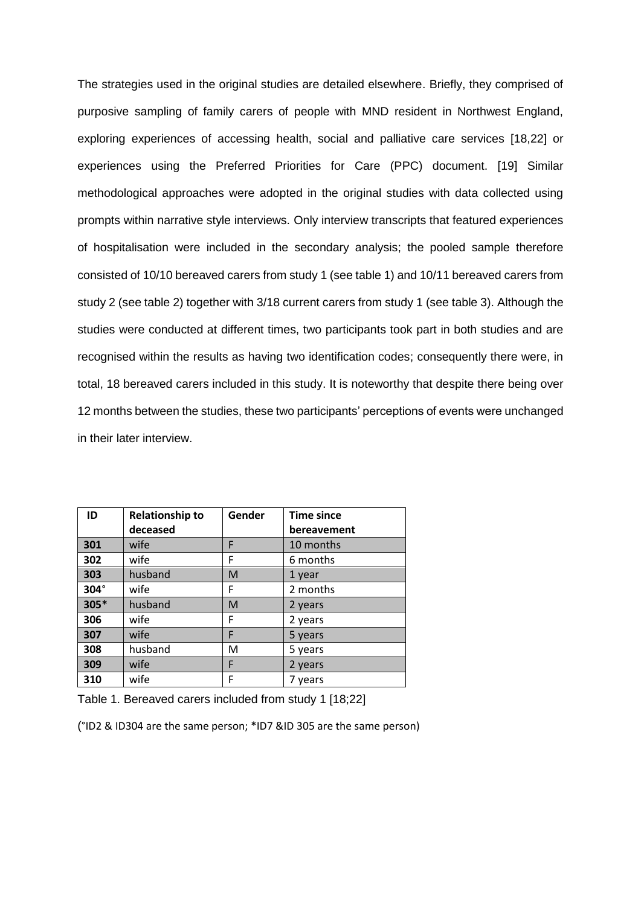The strategies used in the original studies are detailed elsewhere. Briefly, they comprised of purposive sampling of family carers of people with MND resident in Northwest England, exploring experiences of accessing health, social and palliative care services [18,22] or experiences using the Preferred Priorities for Care (PPC) document. [19] Similar methodological approaches were adopted in the original studies with data collected using prompts within narrative style interviews. Only interview transcripts that featured experiences of hospitalisation were included in the secondary analysis; the pooled sample therefore consisted of 10/10 bereaved carers from study 1 (see table 1) and 10/11 bereaved carers from study 2 (see table 2) together with 3/18 current carers from study 1 (see table 3). Although the studies were conducted at different times, two participants took part in both studies and are recognised within the results as having two identification codes; consequently there were, in total, 18 bereaved carers included in this study. It is noteworthy that despite there being over 12 months between the studies, these two participants' perceptions of events were unchanged in their later interview.

| ID | Relationship to deceased | Gender | Time since bereavement |
|---|---|---|---|
| **301** | wife | F | 10 months |
| **302** | wife | F | 6 months |
| **303** | husband | M | 1 year |
| **304°** | wife | F | 2 months |
| **305*** | husband | M | 2 years |
| **306** | wife | F | 2 years |
| **307** | wife | F | 5 years |
| **308** | husband | M | 5 years |
| **309** | wife | F | 2 years |
| **310** | wife | F | 7 years |

Table 1. Bereaved carers included from study 1 [18;22]

(°ID2 & ID304 are the same person; *ID7 &ID 305 are the same person)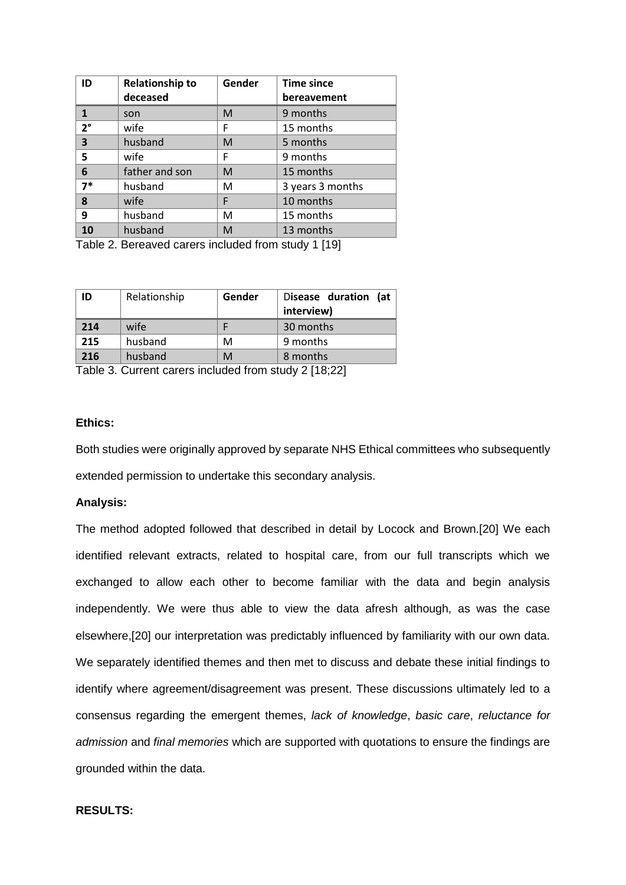| ID | Relationship to deceased | Gender | Time since bereavement |
|---|---|---|---|
| **1** | son | M | 9 months |
| **2°** | wife | F | 15 months |
| **3** | husband | M | 5 months |
| **5** | wife | F | 9 months |
| **6** | father and son | M | 15 months |
| **7*** | husband | M | 3 years 3 months |
| **8** | wife | F | 10 months |
| **9** | husband | M | 15 months |
| **10** | husband | M | 13 months |

Table 2. Bereaved carers included from study 1 [19]

| ID | Relationship | Gender | Disease duration (at interview) |
|---|---|---|---|
| **214** | wife | F | 30 months |
| **215** | husband | M | 9 months |
| **216** | husband | M | 8 months |

Table 3. Current carers included from study 2 [18;22]

**Ethics:**

Both studies were originally approved by separate NHS Ethical committees who subsequently extended permission to undertake this secondary analysis.

**Analysis:**

The method adopted followed that described in detail by Locock and Brown.[20] We each identified relevant extracts, related to hospital care, from our full transcripts which we exchanged to allow each other to become familiar with the data and begin analysis independently. We were thus able to view the data afresh although, as was the case elsewhere,[20] our interpretation was predictably influenced by familiarity with our own data. We separately identified themes and then met to discuss and debate these initial findings to identify where agreement/disagreement was present. These discussions ultimately led to a consensus regarding the emergent themes, *lack of knowledge*, *basic care*, *reluctance for admission* and *final memories* which are supported with quotations to ensure the findings are grounded within the data.

**RESULTS:**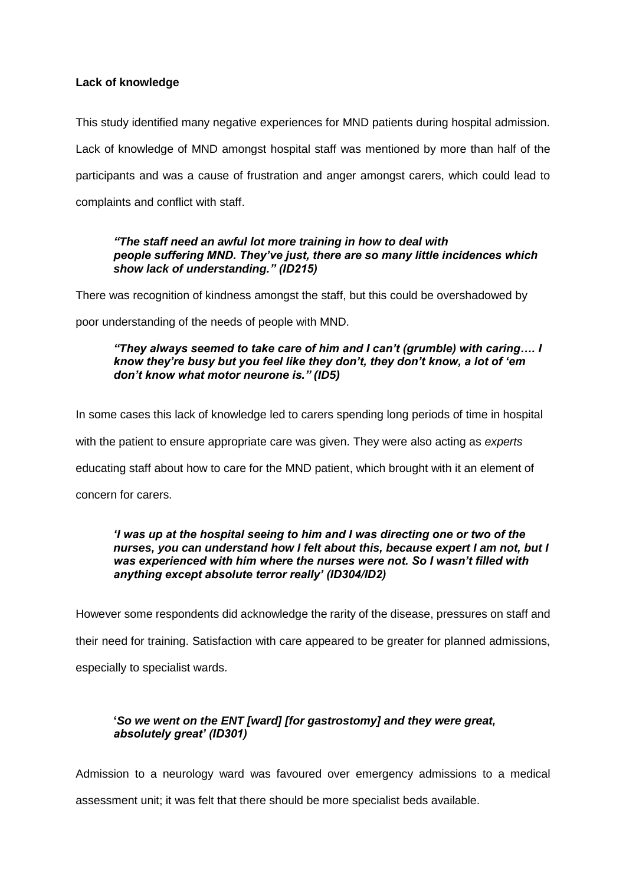**Lack of knowledge**

This study identified many negative experiences for MND patients during hospital admission. Lack of knowledge of MND amongst hospital staff was mentioned by more than half of the participants and was a cause of frustration and anger amongst carers, which could lead to complaints and conflict with staff.

> ***"The staff need an awful lot more training in how to deal with people suffering MND. They've just, there are so many little incidences which show lack of understanding." (ID215)***

There was recognition of kindness amongst the staff, but this could be overshadowed by poor understanding of the needs of people with MND.

> ***"They always seemed to take care of him and I can't (grumble) with caring…. I know they're busy but you feel like they don't, they don't know, a lot of 'em don't know what motor neurone is." (ID5)***

In some cases this lack of knowledge led to carers spending long periods of time in hospital with the patient to ensure appropriate care was given. They were also acting as *experts* educating staff about how to care for the MND patient, which brought with it an element of concern for carers.

> ***'I was up at the hospital seeing to him and I was directing one or two of the nurses, you can understand how I felt about this, because expert I am not, but I was experienced with him where the nurses were not. So I wasn't filled with anything except absolute terror really' (ID304/ID2)***

However some respondents did acknowledge the rarity of the disease, pressures on staff and their need for training. Satisfaction with care appeared to be greater for planned admissions, especially to specialist wards.

> ***'So we went on the ENT [ward] [for gastrostomy] and they were great, absolutely great' (ID301)***

Admission to a neurology ward was favoured over emergency admissions to a medical assessment unit; it was felt that there should be more specialist beds available.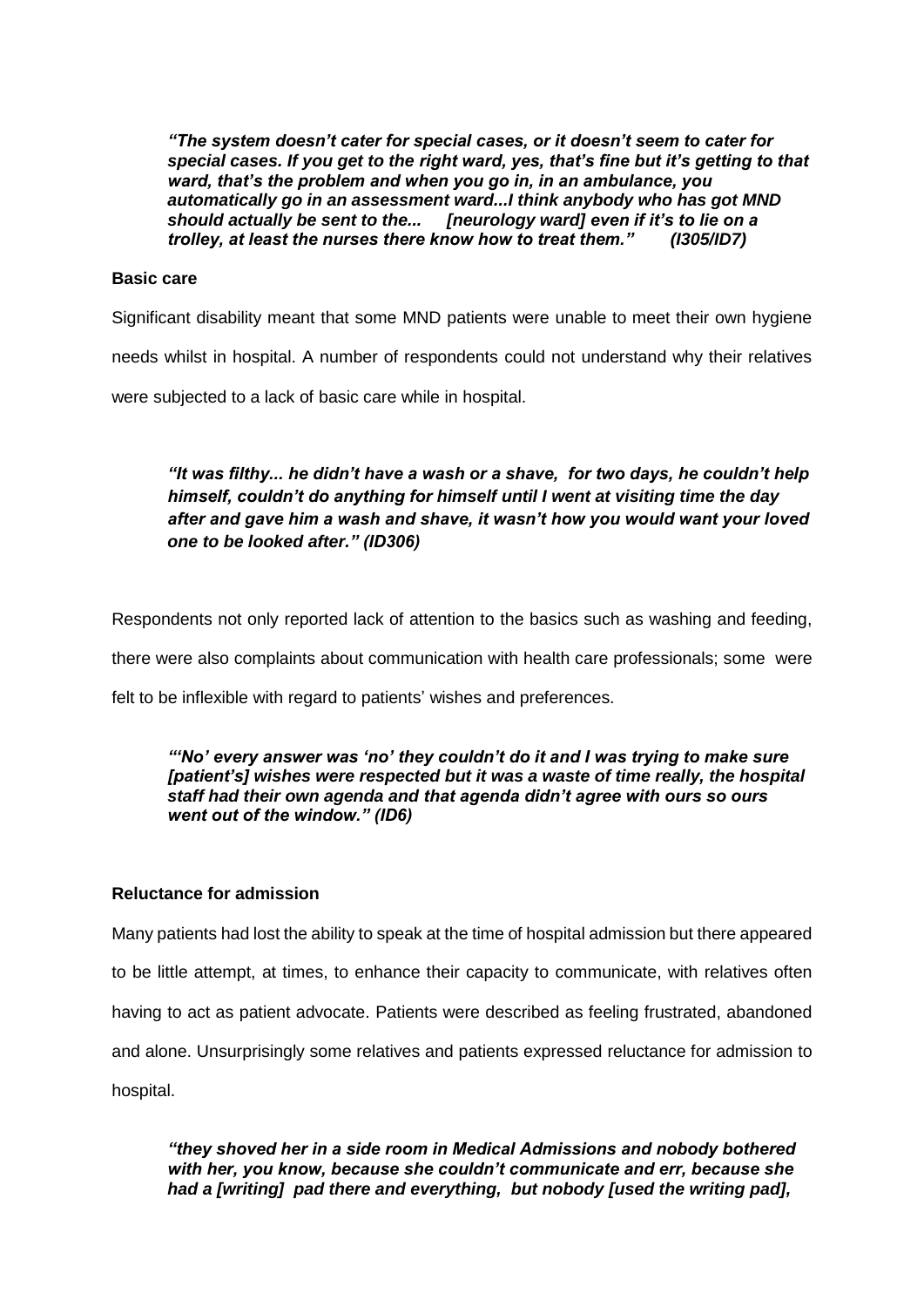> ***"The system doesn't cater for special cases, or it doesn't seem to cater for special cases. If you get to the right ward, yes, that's fine but it's getting to that ward, that's the problem and when you go in, in an ambulance, you automatically go in an assessment ward...I think anybody who has got MND should actually be sent to the... [neurology ward] even if it's to lie on a trolley, at least the nurses there know how to treat them." (I305/ID7)***

**Basic care**

Significant disability meant that some MND patients were unable to meet their own hygiene needs whilst in hospital. A number of respondents could not understand why their relatives were subjected to a lack of basic care while in hospital.

> ***"It was filthy... he didn't have a wash or a shave, for two days, he couldn't help himself, couldn't do anything for himself until I went at visiting time the day after and gave him a wash and shave, it wasn't how you would want your loved one to be looked after." (ID306)***

Respondents not only reported lack of attention to the basics such as washing and feeding, there were also complaints about communication with health care professionals; some were felt to be inflexible with regard to patients' wishes and preferences.

> ***"'No' every answer was 'no' they couldn't do it and I was trying to make sure [patient's] wishes were respected but it was a waste of time really, the hospital staff had their own agenda and that agenda didn't agree with ours so ours went out of the window." (ID6)***

**Reluctance for admission**

Many patients had lost the ability to speak at the time of hospital admission but there appeared to be little attempt, at times, to enhance their capacity to communicate, with relatives often having to act as patient advocate. Patients were described as feeling frustrated, abandoned and alone. Unsurprisingly some relatives and patients expressed reluctance for admission to hospital.

> ***"they shoved her in a side room in Medical Admissions and nobody bothered with her, you know, because she couldn't communicate and err, because she had a [writing] pad there and everything, but nobody [used the writing pad],***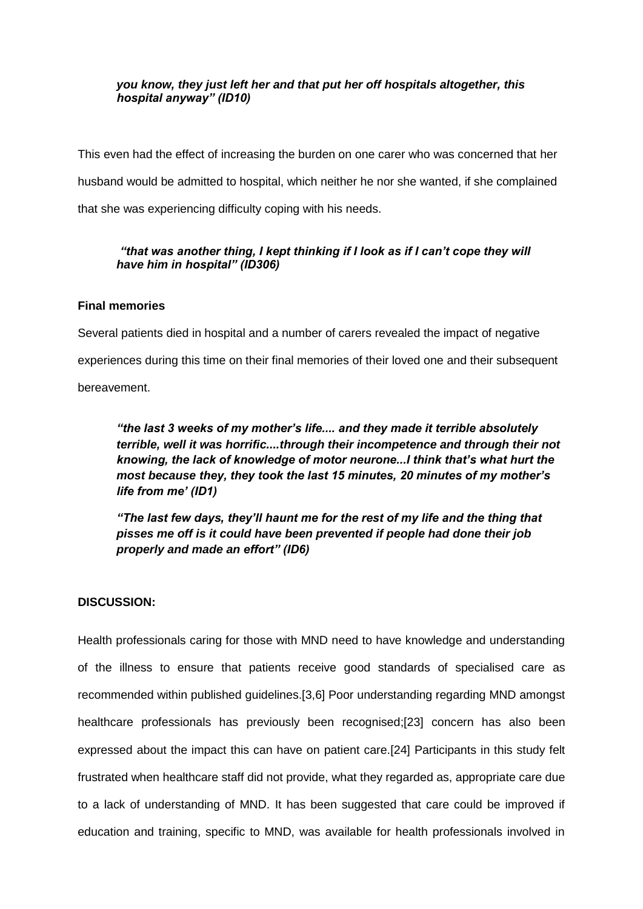*you know, they just left her and that put her off hospitals altogether, this hospital anyway" (ID10)*

This even had the effect of increasing the burden on one carer who was concerned that her husband would be admitted to hospital, which neither he nor she wanted, if she complained that she was experiencing difficulty coping with his needs.

> *"that was another thing, I kept thinking if I look as if I can't cope they will have him in hospital" (ID306)*

**Final memories**

Several patients died in hospital and a number of carers revealed the impact of negative experiences during this time on their final memories of their loved one and their subsequent bereavement.

> ***"the last 3 weeks of my mother's life.... and they made it terrible absolutely terrible, well it was horrific....through their incompetence and through their not knowing, the lack of knowledge of motor neurone...I think that's what hurt the most because they, they took the last 15 minutes, 20 minutes of my mother's life from me' (ID1)***
>
> ***"The last few days, they'll haunt me for the rest of my life and the thing that pisses me off is it could have been prevented if people had done their job properly and made an effort" (ID6)***

**DISCUSSION:**

Health professionals caring for those with MND need to have knowledge and understanding of the illness to ensure that patients receive good standards of specialised care as recommended within published guidelines.[3,6] Poor understanding regarding MND amongst healthcare professionals has previously been recognised;[23] concern has also been expressed about the impact this can have on patient care.[24] Participants in this study felt frustrated when healthcare staff did not provide, what they regarded as, appropriate care due to a lack of understanding of MND. It has been suggested that care could be improved if education and training, specific to MND, was available for health professionals involved in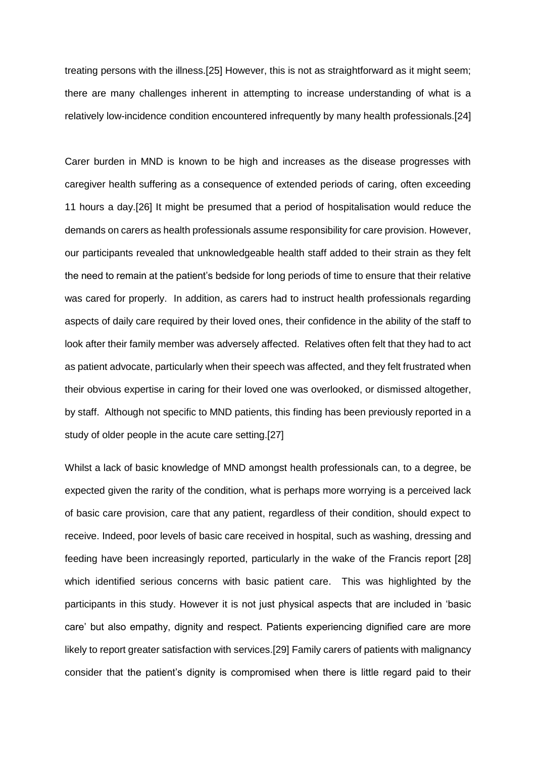treating persons with the illness.[25] However, this is not as straightforward as it might seem; there are many challenges inherent in attempting to increase understanding of what is a relatively low-incidence condition encountered infrequently by many health professionals.[24]

Carer burden in MND is known to be high and increases as the disease progresses with caregiver health suffering as a consequence of extended periods of caring, often exceeding 11 hours a day.[26] It might be presumed that a period of hospitalisation would reduce the demands on carers as health professionals assume responsibility for care provision. However, our participants revealed that unknowledgeable health staff added to their strain as they felt the need to remain at the patient's bedside for long periods of time to ensure that their relative was cared for properly. In addition, as carers had to instruct health professionals regarding aspects of daily care required by their loved ones, their confidence in the ability of the staff to look after their family member was adversely affected. Relatives often felt that they had to act as patient advocate, particularly when their speech was affected, and they felt frustrated when their obvious expertise in caring for their loved one was overlooked, or dismissed altogether, by staff. Although not specific to MND patients, this finding has been previously reported in a study of older people in the acute care setting.[27]

Whilst a lack of basic knowledge of MND amongst health professionals can, to a degree, be expected given the rarity of the condition, what is perhaps more worrying is a perceived lack of basic care provision, care that any patient, regardless of their condition, should expect to receive. Indeed, poor levels of basic care received in hospital, such as washing, dressing and feeding have been increasingly reported, particularly in the wake of the Francis report [28] which identified serious concerns with basic patient care. This was highlighted by the participants in this study. However it is not just physical aspects that are included in 'basic care' but also empathy, dignity and respect. Patients experiencing dignified care are more likely to report greater satisfaction with services.[29] Family carers of patients with malignancy consider that the patient's dignity is compromised when there is little regard paid to their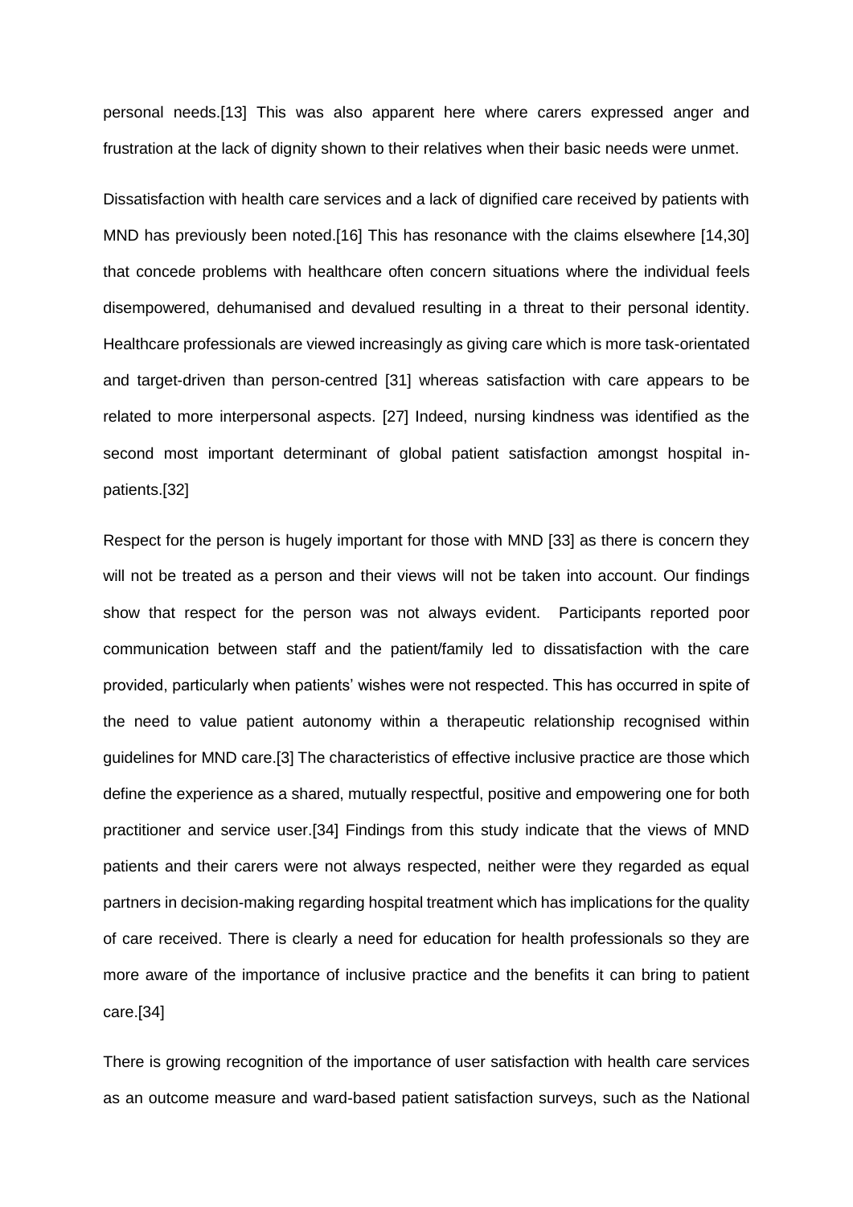personal needs.[13] This was also apparent here where carers expressed anger and frustration at the lack of dignity shown to their relatives when their basic needs were unmet.

Dissatisfaction with health care services and a lack of dignified care received by patients with MND has previously been noted.[16] This has resonance with the claims elsewhere [14,30] that concede problems with healthcare often concern situations where the individual feels disempowered, dehumanised and devalued resulting in a threat to their personal identity. Healthcare professionals are viewed increasingly as giving care which is more task-orientated and target-driven than person-centred [31] whereas satisfaction with care appears to be related to more interpersonal aspects. [27] Indeed, nursing kindness was identified as the second most important determinant of global patient satisfaction amongst hospital in-patients.[32]

Respect for the person is hugely important for those with MND [33] as there is concern they will not be treated as a person and their views will not be taken into account. Our findings show that respect for the person was not always evident. Participants reported poor communication between staff and the patient/family led to dissatisfaction with the care provided, particularly when patients' wishes were not respected. This has occurred in spite of the need to value patient autonomy within a therapeutic relationship recognised within guidelines for MND care.[3] The characteristics of effective inclusive practice are those which define the experience as a shared, mutually respectful, positive and empowering one for both practitioner and service user.[34] Findings from this study indicate that the views of MND patients and their carers were not always respected, neither were they regarded as equal partners in decision-making regarding hospital treatment which has implications for the quality of care received. There is clearly a need for education for health professionals so they are more aware of the importance of inclusive practice and the benefits it can bring to patient care.[34]

There is growing recognition of the importance of user satisfaction with health care services as an outcome measure and ward-based patient satisfaction surveys, such as the National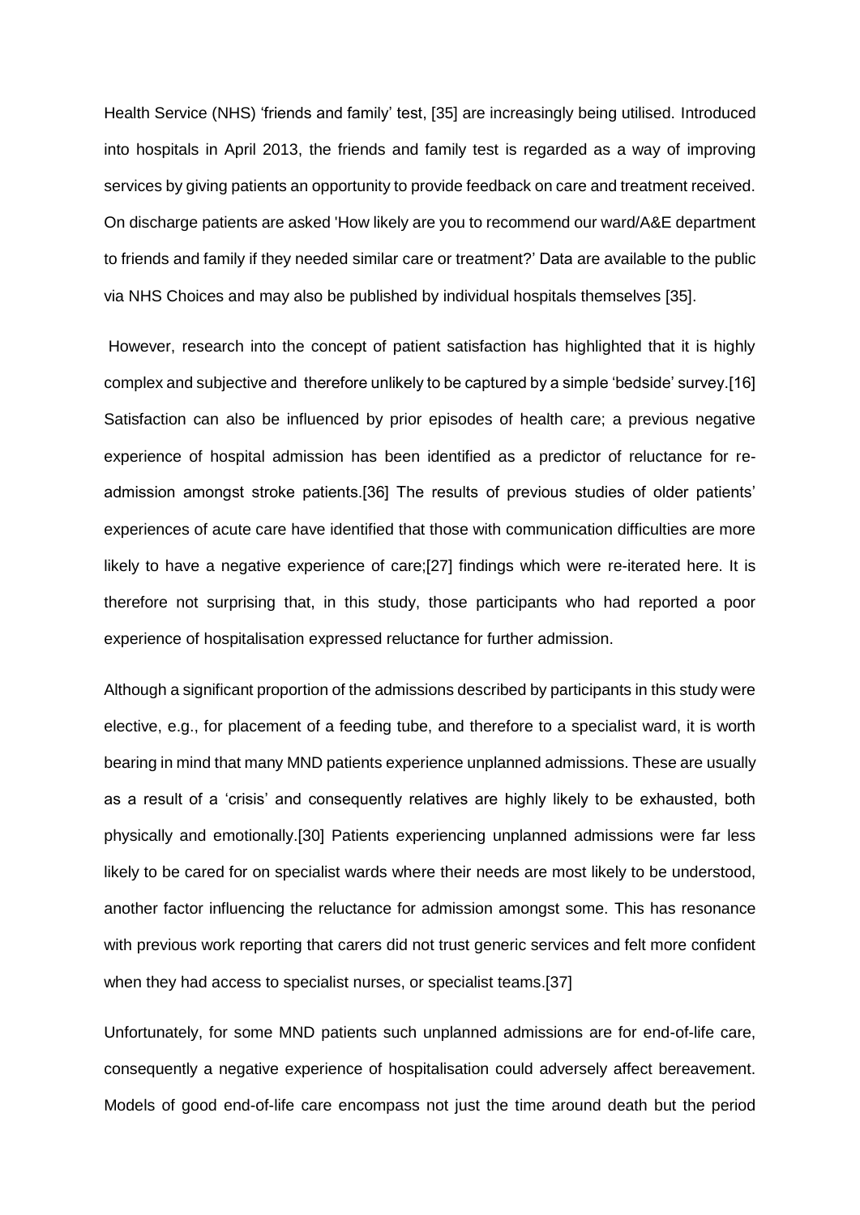Health Service (NHS) 'friends and family' test, [35] are increasingly being utilised. Introduced into hospitals in April 2013, the friends and family test is regarded as a way of improving services by giving patients an opportunity to provide feedback on care and treatment received. On discharge patients are asked 'How likely are you to recommend our ward/A&E department to friends and family if they needed similar care or treatment?' Data are available to the public via NHS Choices and may also be published by individual hospitals themselves [35].

However, research into the concept of patient satisfaction has highlighted that it is highly complex and subjective and therefore unlikely to be captured by a simple 'bedside' survey.[16] Satisfaction can also be influenced by prior episodes of health care; a previous negative experience of hospital admission has been identified as a predictor of reluctance for re-admission amongst stroke patients.[36] The results of previous studies of older patients' experiences of acute care have identified that those with communication difficulties are more likely to have a negative experience of care;[27] findings which were re-iterated here. It is therefore not surprising that, in this study, those participants who had reported a poor experience of hospitalisation expressed reluctance for further admission.

Although a significant proportion of the admissions described by participants in this study were elective, e.g., for placement of a feeding tube, and therefore to a specialist ward, it is worth bearing in mind that many MND patients experience unplanned admissions. These are usually as a result of a 'crisis' and consequently relatives are highly likely to be exhausted, both physically and emotionally.[30] Patients experiencing unplanned admissions were far less likely to be cared for on specialist wards where their needs are most likely to be understood, another factor influencing the reluctance for admission amongst some. This has resonance with previous work reporting that carers did not trust generic services and felt more confident when they had access to specialist nurses, or specialist teams.[37]

Unfortunately, for some MND patients such unplanned admissions are for end-of-life care, consequently a negative experience of hospitalisation could adversely affect bereavement. Models of good end-of-life care encompass not just the time around death but the period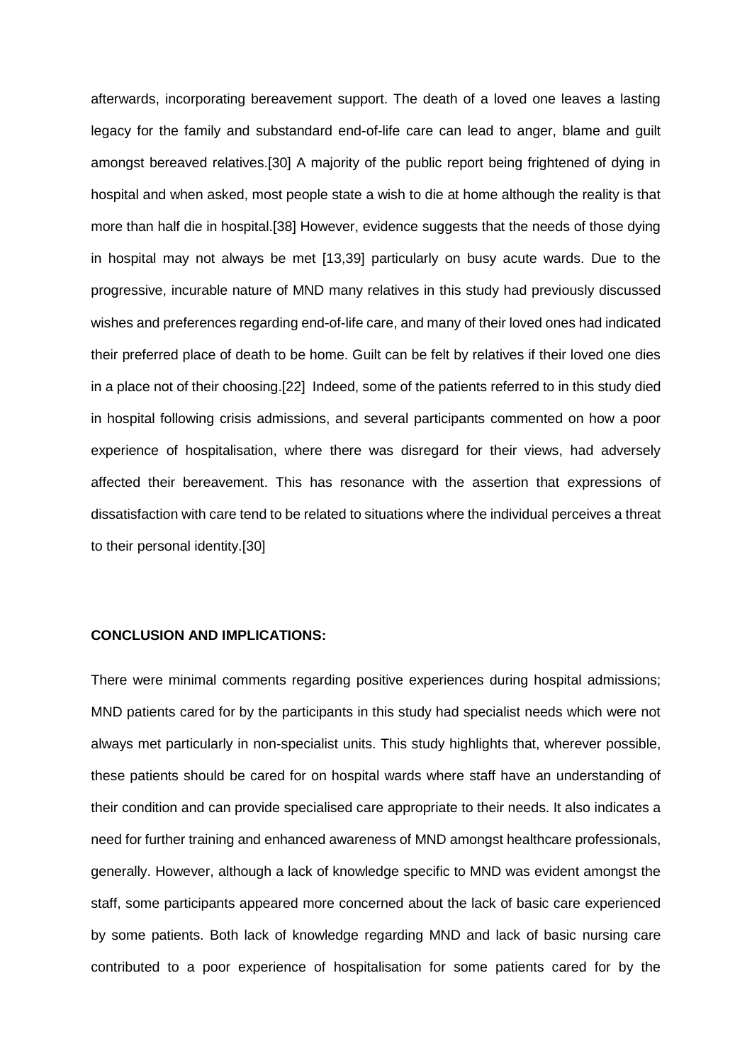afterwards, incorporating bereavement support. The death of a loved one leaves a lasting legacy for the family and substandard end-of-life care can lead to anger, blame and guilt amongst bereaved relatives.[30] A majority of the public report being frightened of dying in hospital and when asked, most people state a wish to die at home although the reality is that more than half die in hospital.[38] However, evidence suggests that the needs of those dying in hospital may not always be met [13,39] particularly on busy acute wards. Due to the progressive, incurable nature of MND many relatives in this study had previously discussed wishes and preferences regarding end-of-life care, and many of their loved ones had indicated their preferred place of death to be home. Guilt can be felt by relatives if their loved one dies in a place not of their choosing.[22] Indeed, some of the patients referred to in this study died in hospital following crisis admissions, and several participants commented on how a poor experience of hospitalisation, where there was disregard for their views, had adversely affected their bereavement. This has resonance with the assertion that expressions of dissatisfaction with care tend to be related to situations where the individual perceives a threat to their personal identity.[30]

**CONCLUSION AND IMPLICATIONS:**

There were minimal comments regarding positive experiences during hospital admissions; MND patients cared for by the participants in this study had specialist needs which were not always met particularly in non-specialist units. This study highlights that, wherever possible, these patients should be cared for on hospital wards where staff have an understanding of their condition and can provide specialised care appropriate to their needs. It also indicates a need for further training and enhanced awareness of MND amongst healthcare professionals, generally. However, although a lack of knowledge specific to MND was evident amongst the staff, some participants appeared more concerned about the lack of basic care experienced by some patients. Both lack of knowledge regarding MND and lack of basic nursing care contributed to a poor experience of hospitalisation for some patients cared for by the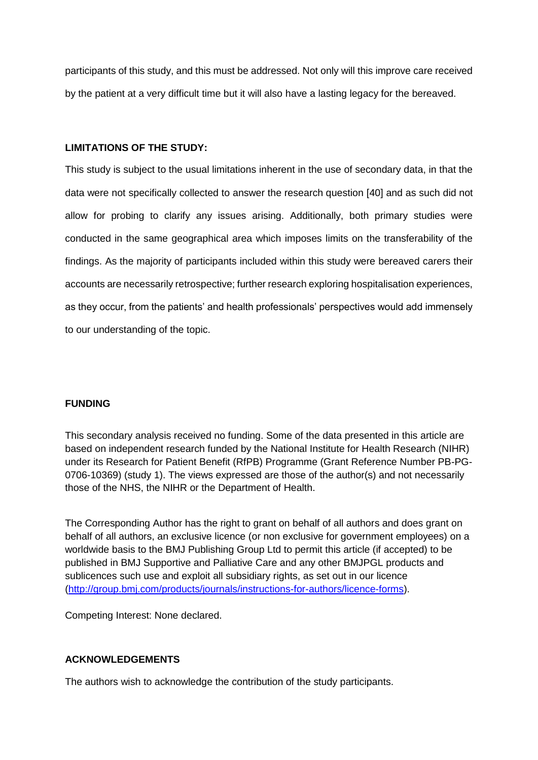participants of this study, and this must be addressed. Not only will this improve care received by the patient at a very difficult time but it will also have a lasting legacy for the bereaved.

## LIMITATIONS OF THE STUDY:

This study is subject to the usual limitations inherent in the use of secondary data, in that the data were not specifically collected to answer the research question [40] and as such did not allow for probing to clarify any issues arising. Additionally, both primary studies were conducted in the same geographical area which imposes limits on the transferability of the findings. As the majority of participants included within this study were bereaved carers their accounts are necessarily retrospective; further research exploring hospitalisation experiences, as they occur, from the patients' and health professionals' perspectives would add immensely to our understanding of the topic.

## FUNDING

This secondary analysis received no funding. Some of the data presented in this article are based on independent research funded by the National Institute for Health Research (NIHR) under its Research for Patient Benefit (RfPB) Programme (Grant Reference Number PB-PG-0706-10369) (study 1). The views expressed are those of the author(s) and not necessarily those of the NHS, the NIHR or the Department of Health.

The Corresponding Author has the right to grant on behalf of all authors and does grant on behalf of all authors, an exclusive licence (or non exclusive for government employees) on a worldwide basis to the BMJ Publishing Group Ltd to permit this article (if accepted) to be published in BMJ Supportive and Palliative Care and any other BMJPGL products and sublicences such use and exploit all subsidiary rights, as set out in our licence ([http://group.bmj.com/products/journals/instructions-for-authors/licence-forms](http://group.bmj.com/products/journals/instructions-for-authors/licence-forms)).

Competing Interest: None declared.

## ACKNOWLEDGEMENTS

The authors wish to acknowledge the contribution of the study participants.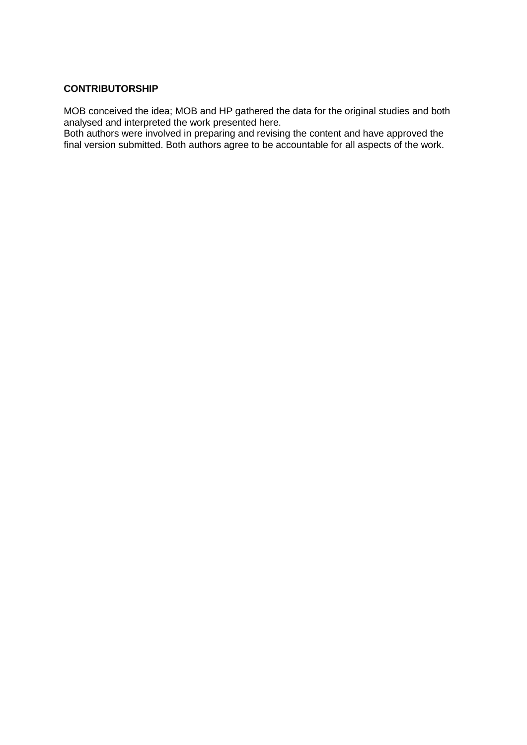## CONTRIBUTORSHIP

MOB conceived the idea; MOB and HP gathered the data for the original studies and both analysed and interpreted the work presented here.
Both authors were involved in preparing and revising the content and have approved the final version submitted. Both authors agree to be accountable for all aspects of the work.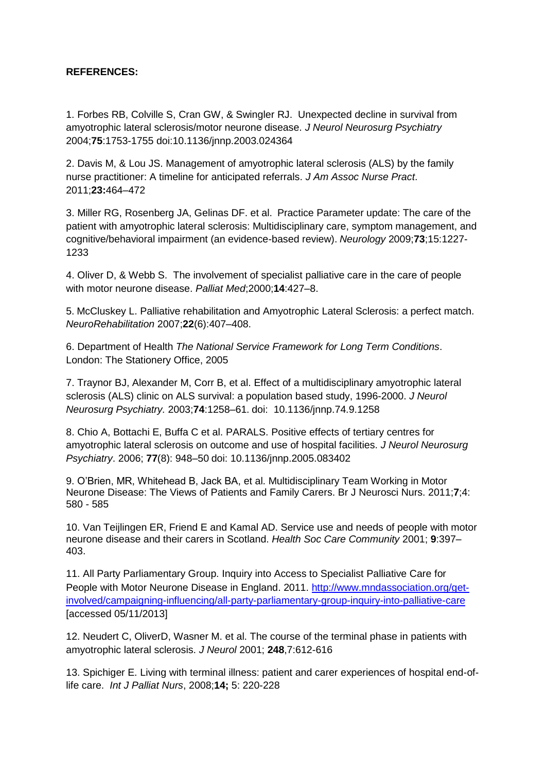**REFERENCES:**

1. Forbes RB, Colville S, Cran GW, & Swingler RJ. Unexpected decline in survival from amyotrophic lateral sclerosis/motor neurone disease. *J Neurol Neurosurg Psychiatry* 2004;**75**:1753-1755 doi:10.1136/jnnp.2003.024364

2. Davis M, & Lou JS. Management of amyotrophic lateral sclerosis (ALS) by the family nurse practitioner: A timeline for anticipated referrals. *J Am Assoc Nurse Pract*. 2011;**23:**464–472

3. Miller RG, Rosenberg JA, Gelinas DF. et al. Practice Parameter update: The care of the patient with amyotrophic lateral sclerosis: Multidisciplinary care, symptom management, and cognitive/behavioral impairment (an evidence-based review). *Neurology* 2009;**73**;15:1227-1233

4. Oliver D, & Webb S. The involvement of specialist palliative care in the care of people with motor neurone disease. *Palliat Med*;2000;**14**:427–8.

5. McCluskey L. Palliative rehabilitation and Amyotrophic Lateral Sclerosis: a perfect match. *NeuroRehabilitation* 2007;**22**(6):407–408.

6. Department of Health *The National Service Framework for Long Term Conditions*. London: The Stationery Office, 2005

7. Traynor BJ, Alexander M, Corr B, et al. Effect of a multidisciplinary amyotrophic lateral sclerosis (ALS) clinic on ALS survival: a population based study, 1996-2000. *J Neurol Neurosurg Psychiatry.* 2003;**74**:1258–61. doi: 10.1136/jnnp.74.9.1258

8. Chio A, Bottachi E, Buffa C et al. PARALS. Positive effects of tertiary centres for amyotrophic lateral sclerosis on outcome and use of hospital facilities. *J Neurol Neurosurg Psychiatry*. 2006; **77**(8): 948–50 doi: 10.1136/jnnp.2005.083402

9. O'Brien, MR, Whitehead B, Jack BA, et al. Multidisciplinary Team Working in Motor Neurone Disease: The Views of Patients and Family Carers. Br J Neurosci Nurs. 2011;**7**;4: 580 - 585

10. Van Teijlingen ER, Friend E and Kamal AD. Service use and needs of people with motor neurone disease and their carers in Scotland. *Health Soc Care Community* 2001; **9**:397–403.

11. All Party Parliamentary Group. Inquiry into Access to Specialist Palliative Care for People with Motor Neurone Disease in England. 2011. http://www.mndassociation.org/get-involved/campaigning-influencing/all-party-parliamentary-group-inquiry-into-palliative-care [accessed 05/11/2013]

12. Neudert C, OliverD, Wasner M. et al. The course of the terminal phase in patients with amyotrophic lateral sclerosis. *J Neurol* 2001; **248**,7:612-616

13. Spichiger E. Living with terminal illness: patient and carer experiences of hospital end-of-life care. *Int J Palliat Nurs*, 2008;**14;** 5: 220-228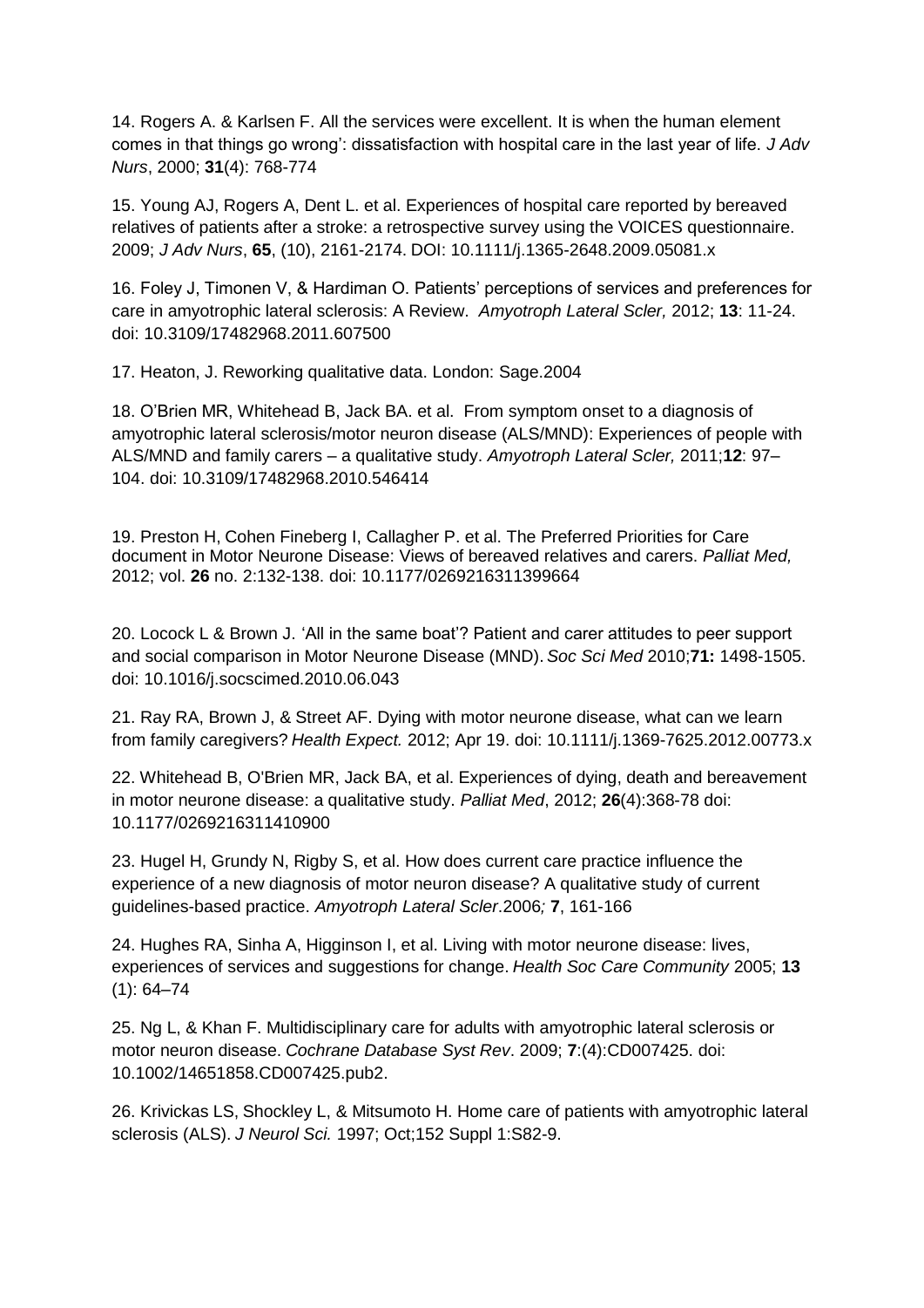14. Rogers A. & Karlsen F. All the services were excellent. It is when the human element comes in that things go wrong': dissatisfaction with hospital care in the last year of life. *J Adv Nurs*, 2000; **31**(4): 768-774

15. Young AJ, Rogers A, Dent L. et al. Experiences of hospital care reported by bereaved relatives of patients after a stroke: a retrospective survey using the VOICES questionnaire. 2009; *J Adv Nurs*, **65**, (10), 2161-2174. DOI: 10.1111/j.1365-2648.2009.05081.x

16. Foley J, Timonen V, & Hardiman O. Patients' perceptions of services and preferences for care in amyotrophic lateral sclerosis: A Review. *Amyotroph Lateral Scler,* 2012; **13**: 11-24. doi: 10.3109/17482968.2011.607500

17. Heaton, J. Reworking qualitative data. London: Sage.2004

18. O'Brien MR, Whitehead B, Jack BA. et al. From symptom onset to a diagnosis of amyotrophic lateral sclerosis/motor neuron disease (ALS/MND): Experiences of people with ALS/MND and family carers – a qualitative study. *Amyotroph Lateral Scler,* 2011;**12**: 97–104. doi: 10.3109/17482968.2010.546414

19. Preston H, Cohen Fineberg I, Callagher P. et al. The Preferred Priorities for Care document in Motor Neurone Disease: Views of bereaved relatives and carers. *Palliat Med,* 2012; vol. **26** no. 2:132-138. doi: 10.1177/0269216311399664

20. Locock L & Brown J. 'All in the same boat'? Patient and carer attitudes to peer support and social comparison in Motor Neurone Disease (MND). *Soc Sci Med* 2010;**71:** 1498-1505. doi: 10.1016/j.socscimed.2010.06.043

21. Ray RA, Brown J, & Street AF. Dying with motor neurone disease, what can we learn from family caregivers? *Health Expect.* 2012; Apr 19. doi: 10.1111/j.1369-7625.2012.00773.x

22. Whitehead B, O'Brien MR, Jack BA, et al. Experiences of dying, death and bereavement in motor neurone disease: a qualitative study. *Palliat Med*, 2012; **26**(4):368-78 doi: 10.1177/0269216311410900

23. Hugel H, Grundy N, Rigby S, et al. How does current care practice influence the experience of a new diagnosis of motor neuron disease? A qualitative study of current guidelines-based practice. *Amyotroph Lateral Scler*.2006*;* **7**, 161-166

24. Hughes RA, Sinha A, Higginson I, et al. Living with motor neurone disease: lives, experiences of services and suggestions for change. *Health Soc Care Community* 2005; **13** (1): 64–74

25. Ng L, & Khan F. Multidisciplinary care for adults with amyotrophic lateral sclerosis or motor neuron disease. *Cochrane Database Syst Rev*. 2009; **7**:(4):CD007425. doi: 10.1002/14651858.CD007425.pub2.

26. Krivickas LS, Shockley L, & Mitsumoto H. Home care of patients with amyotrophic lateral sclerosis (ALS). *J Neurol Sci.* 1997; Oct;152 Suppl 1:S82-9.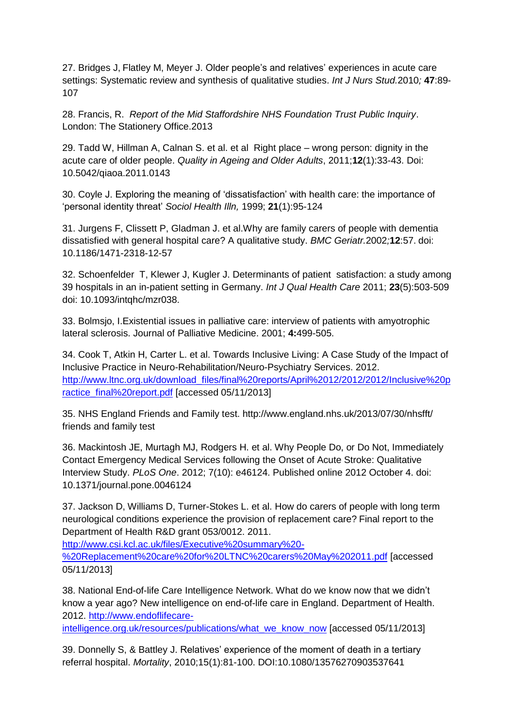27. Bridges J, Flatley M, Meyer J. Older people's and relatives' experiences in acute care settings: Systematic review and synthesis of qualitative studies. *Int J Nurs Stud.*2010*;* **47**:89-107

28. Francis, R. *Report of the Mid Staffordshire NHS Foundation Trust Public Inquiry*. London: The Stationery Office.2013

29. Tadd W, Hillman A, Calnan S. et al. et al Right place – wrong person: dignity in the acute care of older people. *Quality in Ageing and Older Adults*, 2011;**12**(1):33-43. Doi: 10.5042/qiaoa.2011.0143

30. Coyle J. Exploring the meaning of 'dissatisfaction' with health care: the importance of 'personal identity threat' *Sociol Health Illn,* 1999; **21**(1):95-124

31. Jurgens F, Clissett P, Gladman J. et al.Why are family carers of people with dementia dissatisfied with general hospital care? A qualitative study. *BMC Geriatr.*2002*;***12**:57. doi: 10.1186/1471-2318-12-57

32. Schoenfelder T, Klewer J, Kugler J. Determinants of patient satisfaction: a study among 39 hospitals in an in-patient setting in Germany. *Int J Qual Health Care* 2011; **23**(5):503-509 doi: 10.1093/intqhc/mzr038.

33. Bolmsjo, I.Existential issues in palliative care: interview of patients with amyotrophic lateral sclerosis. Journal of Palliative Medicine. 2001; **4:**499-505.

34. Cook T, Atkin H, Carter L. et al. Towards Inclusive Living: A Case Study of the Impact of Inclusive Practice in Neuro-Rehabilitation/Neuro-Psychiatry Services. 2012. [http://www.ltnc.org.uk/download_files/final%20reports/April%2012/2012/2012/Inclusive%20practice_final%20report.pdf](http://www.ltnc.org.uk/download_files/final%20reports/April%2012/2012/2012/Inclusive%20practice_final%20report.pdf) [accessed 05/11/2013]

35. NHS England Friends and Family test. http://www.england.nhs.uk/2013/07/30/nhsfft/ friends and family test

36. Mackintosh JE, Murtagh MJ, Rodgers H. et al. Why People Do, or Do Not, Immediately Contact Emergency Medical Services following the Onset of Acute Stroke: Qualitative Interview Study. *PLoS One*. 2012; 7(10): e46124. Published online 2012 October 4. doi: 10.1371/journal.pone.0046124

37. Jackson D, Williams D, Turner-Stokes L. et al. How do carers of people with long term neurological conditions experience the provision of replacement care? Final report to the Department of Health R&D grant 053/0012. 2011. [http://www.csi.kcl.ac.uk/files/Executive%20summary%20-%20Replacement%20care%20for%20LTNC%20carers%20May%202011.pdf](http://www.csi.kcl.ac.uk/files/Executive%20summary%20-%20Replacement%20care%20for%20LTNC%20carers%20May%202011.pdf) [accessed 05/11/2013]

38. National End-of-life Care Intelligence Network. What do we know now that we didn't know a year ago? New intelligence on end-of-life care in England. Department of Health. 2012. [http://www.endoflifecare-intelligence.org.uk/resources/publications/what_we_know_now](http://www.endoflifecare-intelligence.org.uk/resources/publications/what_we_know_now) [accessed 05/11/2013]

39. Donnelly S, & Battley J. Relatives' experience of the moment of death in a tertiary referral hospital. *Mortality*, 2010;15(1):81-100. DOI:10.1080/13576270903537641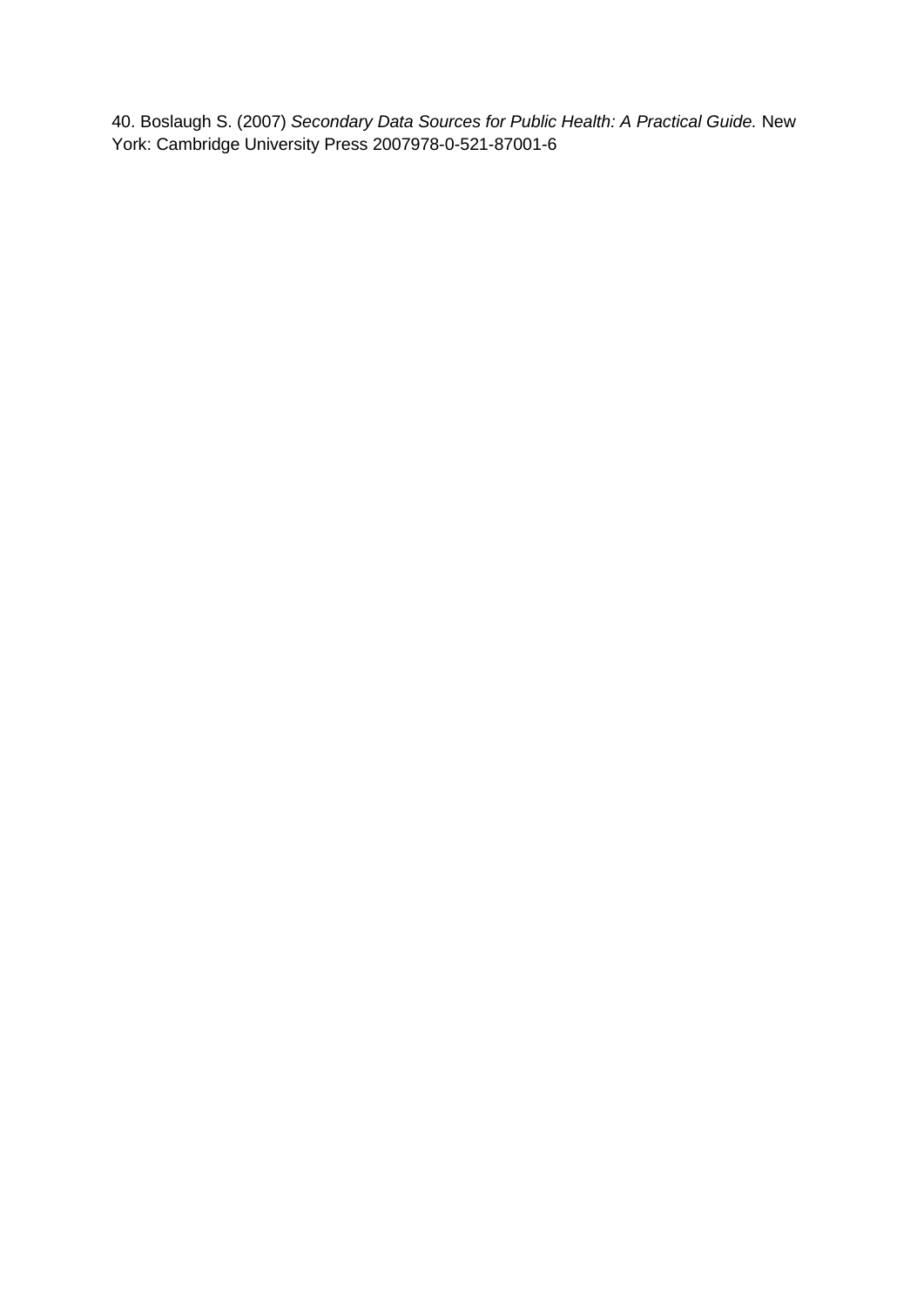40. Boslaugh S. (2007) *Secondary Data Sources for Public Health: A Practical Guide.* New York: Cambridge University Press 2007978-0-521-87001-6